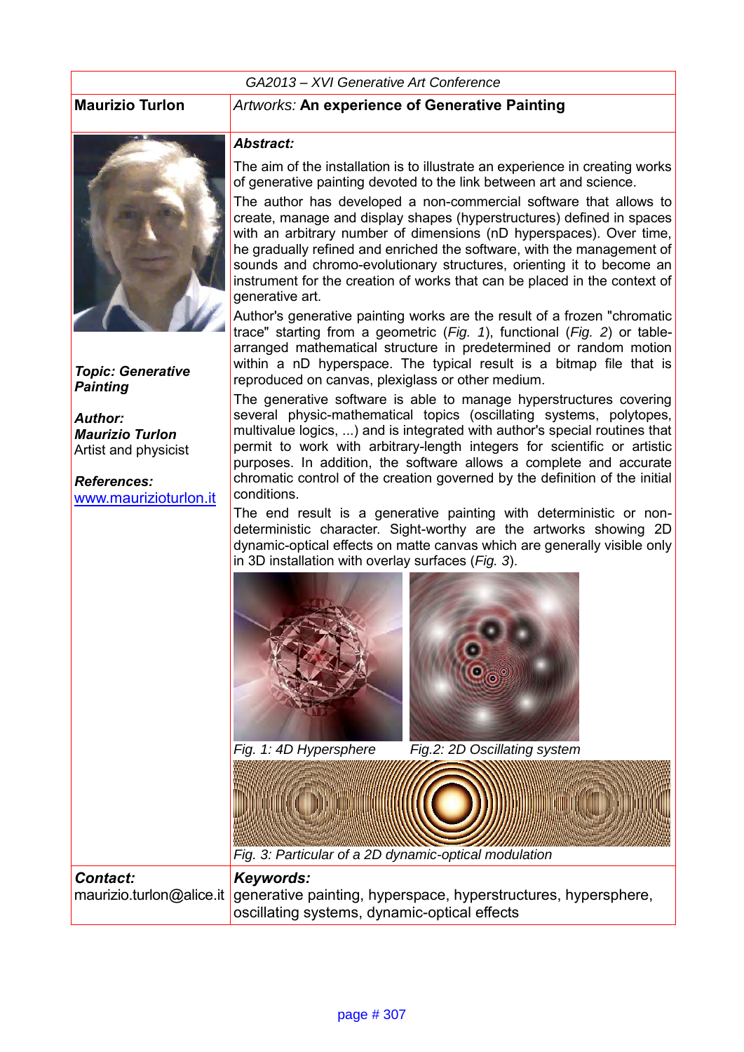GA2013 – XVI Generative Art Conference

**Maurizio Turlon**

*Artworks:* **An experience of Generative Painting**

***Topic: Generative Painting***

***Author:***
***Maurizio Turlon***
Artist and physicist

***References:***
www.maurizioturlon.it

***Abstract:***

The aim of the installation is to illustrate an experience in creating works of generative painting devoted to the link between art and science.

The author has developed a non-commercial software that allows to create, manage and display shapes (hyperstructures) defined in spaces with an arbitrary number of dimensions (nD hyperspaces). Over time, he gradually refined and enriched the software, with the management of sounds and chromo-evolutionary structures, orienting it to become an instrument for the creation of works that can be placed in the context of generative art.

Author's generative painting works are the result of a frozen "chromatic trace" starting from a geometric (*Fig. 1*), functional (*Fig. 2*) or table-arranged mathematical structure in predetermined or random motion within a nD hyperspace. The typical result is a bitmap file that is reproduced on canvas, plexiglass or other medium.

The generative software is able to manage hyperstructures covering several physic-mathematical topics (oscillating systems, polytopes, multivalue logics, ...) and is integrated with author's special routines that permit to work with arbitrary-length integers for scientific or artistic purposes. In addition, the software allows a complete and accurate chromatic control of the creation governed by the definition of the initial conditions.

The end result is a generative painting with deterministic or non-deterministic character. Sight-worthy are the artworks showing 2D dynamic-optical effects on matte canvas which are generally visible only in 3D installation with overlay surfaces (*Fig. 3*).

*Fig. 1: 4D Hypersphere*

*Fig.2: 2D Oscillating system*

*Fig. 3: Particular of a 2D dynamic-optical modulation*

***Contact:***
maurizio.turlon@alice.it

***Keywords:***
generative painting, hyperspace, hyperstructures, hypersphere, oscillating systems, dynamic-optical effects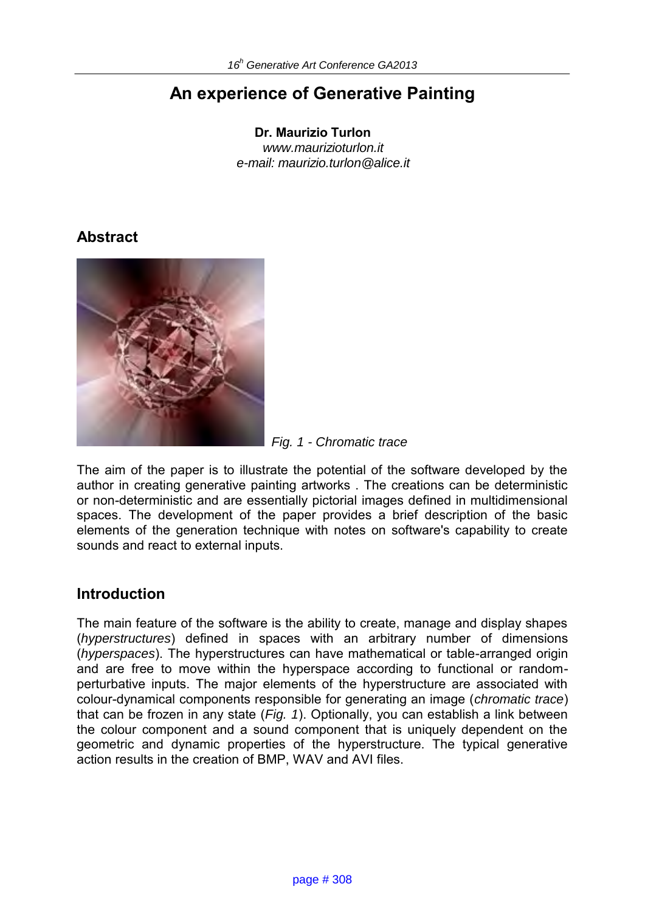# An experience of Generative Painting

**Dr. Maurizio Turlon**

*www.maurizioturlon.it*

*e-mail: maurizio.turlon@alice.it*

## Abstract

*Fig. 1 - Chromatic trace*

The aim of the paper is to illustrate the potential of the software developed by the author in creating generative painting artworks . The creations can be deterministic or non-deterministic and are essentially pictorial images defined in multidimensional spaces. The development of the paper provides a brief description of the basic elements of the generation technique with notes on software's capability to create sounds and react to external inputs.

## Introduction

The main feature of the software is the ability to create, manage and display shapes (*hyperstructures*) defined in spaces with an arbitrary number of dimensions (*hyperspaces*). The hyperstructures can have mathematical or table-arranged origin and are free to move within the hyperspace according to functional or random-perturbative inputs. The major elements of the hyperstructure are associated with colour-dynamical components responsible for generating an image (*chromatic trace*) that can be frozen in any state (*Fig. 1*). Optionally, you can establish a link between the colour component and a sound component that is uniquely dependent on the geometric and dynamic properties of the hyperstructure. The typical generative action results in the creation of BMP, WAV and AVI files.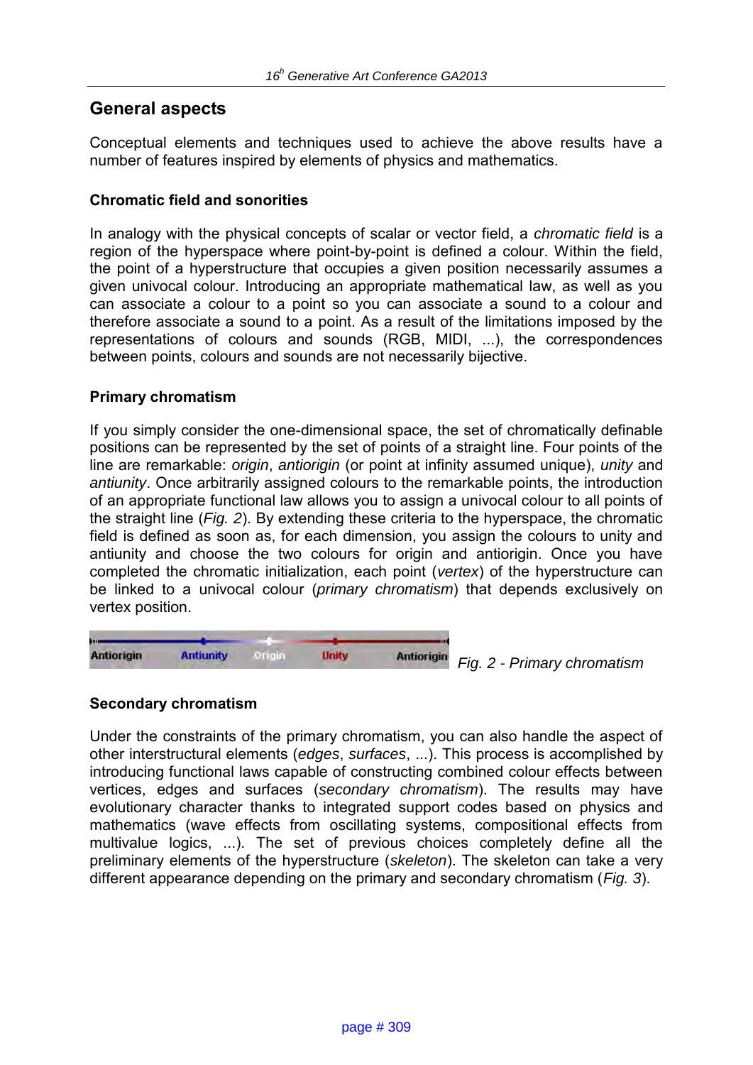## General aspects

Conceptual elements and techniques used to achieve the above results have a number of features inspired by elements of physics and mathematics.

### Chromatic field and sonorities

In analogy with the physical concepts of scalar or vector field, a *chromatic field* is a region of the hyperspace where point-by-point is defined a colour. Within the field, the point of a hyperstructure that occupies a given position necessarily assumes a given univocal colour. Introducing an appropriate mathematical law, as well as you can associate a colour to a point so you can associate a sound to a colour and therefore associate a sound to a point. As a result of the limitations imposed by the representations of colours and sounds (RGB, MIDI, ...), the correspondences between points, colours and sounds are not necessarily bijective.

### Primary chromatism

If you simply consider the one-dimensional space, the set of chromatically definable positions can be represented by the set of points of a straight line. Four points of the line are remarkable: *origin*, *antiorigin* (or point at infinity assumed unique), *unity* and *antiunity*. Once arbitrarily assigned colours to the remarkable points, the introduction of an appropriate functional law allows you to assign a univocal colour to all points of the straight line (*Fig. 2*). By extending these criteria to the hyperspace, the chromatic field is defined as soon as, for each dimension, you assign the colours to unity and antiunity and choose the two colours for origin and antiorigin. Once you have completed the chromatic initialization, each point (*vertex*) of the hyperstructure can be linked to a univocal colour (*primary chromatism*) that depends exclusively on vertex position.

Antiorigin Antiunity Origin Unity Antiorigin

*Fig. 2 - Primary chromatism*

### Secondary chromatism

Under the constraints of the primary chromatism, you can also handle the aspect of other interstructural elements (*edges*, *surfaces*, ...). This process is accomplished by introducing functional laws capable of constructing combined colour effects between vertices, edges and surfaces (*secondary chromatism*). The results may have evolutionary character thanks to integrated support codes based on physics and mathematics (wave effects from oscillating systems, compositional effects from multivalue logics, ...). The set of previous choices completely define all the preliminary elements of the hyperstructure (*skeleton*). The skeleton can take a very different appearance depending on the primary and secondary chromatism (*Fig. 3*).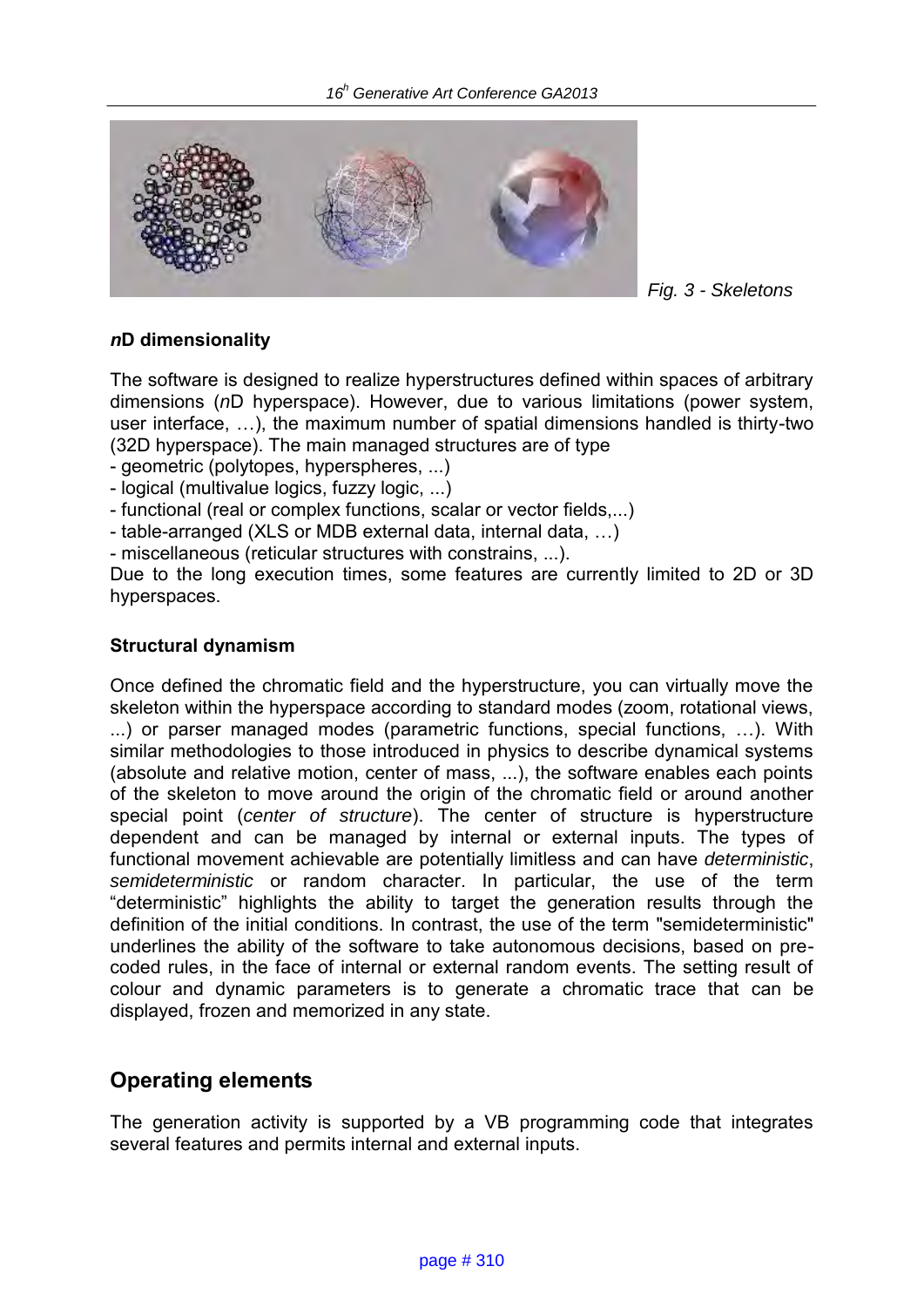Fig. 3 - Skeletons

### *n*D dimensionality

The software is designed to realize hyperstructures defined within spaces of arbitrary dimensions (*n*D hyperspace). However, due to various limitations (power system, user interface, …), the maximum number of spatial dimensions handled is thirty-two (32D hyperspace). The main managed structures are of type

- geometric (polytopes, hyperspheres, ...)
- logical (multivalue logics, fuzzy logic, ...)
- functional (real or complex functions, scalar or vector fields,...)
- table-arranged (XLS or MDB external data, internal data, …)
- miscellaneous (reticular structures with constrains, ...).

Due to the long execution times, some features are currently limited to 2D or 3D hyperspaces.

### Structural dynamism

Once defined the chromatic field and the hyperstructure, you can virtually move the skeleton within the hyperspace according to standard modes (zoom, rotational views, ...) or parser managed modes (parametric functions, special functions, …). With similar methodologies to those introduced in physics to describe dynamical systems (absolute and relative motion, center of mass, ...), the software enables each points of the skeleton to move around the origin of the chromatic field or around another special point (*center of structure*). The center of structure is hyperstructure dependent and can be managed by internal or external inputs. The types of functional movement achievable are potentially limitless and can have *deterministic*, *semideterministic* or random character. In particular, the use of the term "deterministic" highlights the ability to target the generation results through the definition of the initial conditions. In contrast, the use of the term "semideterministic" underlines the ability of the software to take autonomous decisions, based on pre-coded rules, in the face of internal or external random events. The setting result of colour and dynamic parameters is to generate a chromatic trace that can be displayed, frozen and memorized in any state.

## Operating elements

The generation activity is supported by a VB programming code that integrates several features and permits internal and external inputs.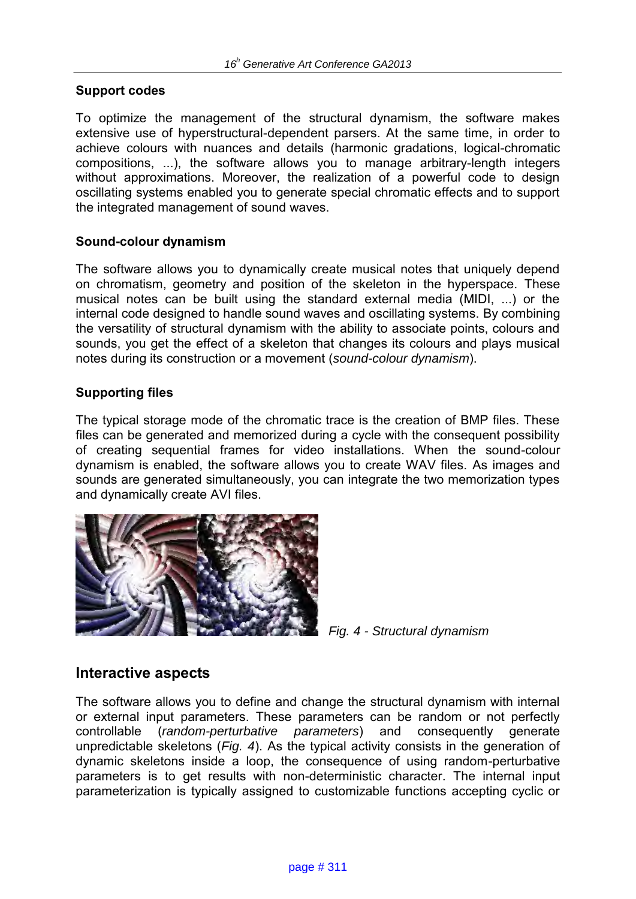### Support codes

To optimize the management of the structural dynamism, the software makes extensive use of hyperstructural-dependent parsers. At the same time, in order to achieve colours with nuances and details (harmonic gradations, logical-chromatic compositions, ...), the software allows you to manage arbitrary-length integers without approximations. Moreover, the realization of a powerful code to design oscillating systems enabled you to generate special chromatic effects and to support the integrated management of sound waves.

### Sound-colour dynamism

The software allows you to dynamically create musical notes that uniquely depend on chromatism, geometry and position of the skeleton in the hyperspace. These musical notes can be built using the standard external media (MIDI, ...) or the internal code designed to handle sound waves and oscillating systems. By combining the versatility of structural dynamism with the ability to associate points, colours and sounds, you get the effect of a skeleton that changes its colours and plays musical notes during its construction or a movement (*sound-colour dynamism*).

### Supporting files

The typical storage mode of the chromatic trace is the creation of BMP files. These files can be generated and memorized during a cycle with the consequent possibility of creating sequential frames for video installations. When the sound-colour dynamism is enabled, the software allows you to create WAV files. As images and sounds are generated simultaneously, you can integrate the two memorization types and dynamically create AVI files.

*Fig. 4 - Structural dynamism*

## Interactive aspects

The software allows you to define and change the structural dynamism with internal or external input parameters. These parameters can be random or not perfectly controllable (*random-perturbative parameters*) and consequently generate unpredictable skeletons (*Fig. 4*). As the typical activity consists in the generation of dynamic skeletons inside a loop, the consequence of using random-perturbative parameters is to get results with non-deterministic character. The internal input parameterization is typically assigned to customizable functions accepting cyclic or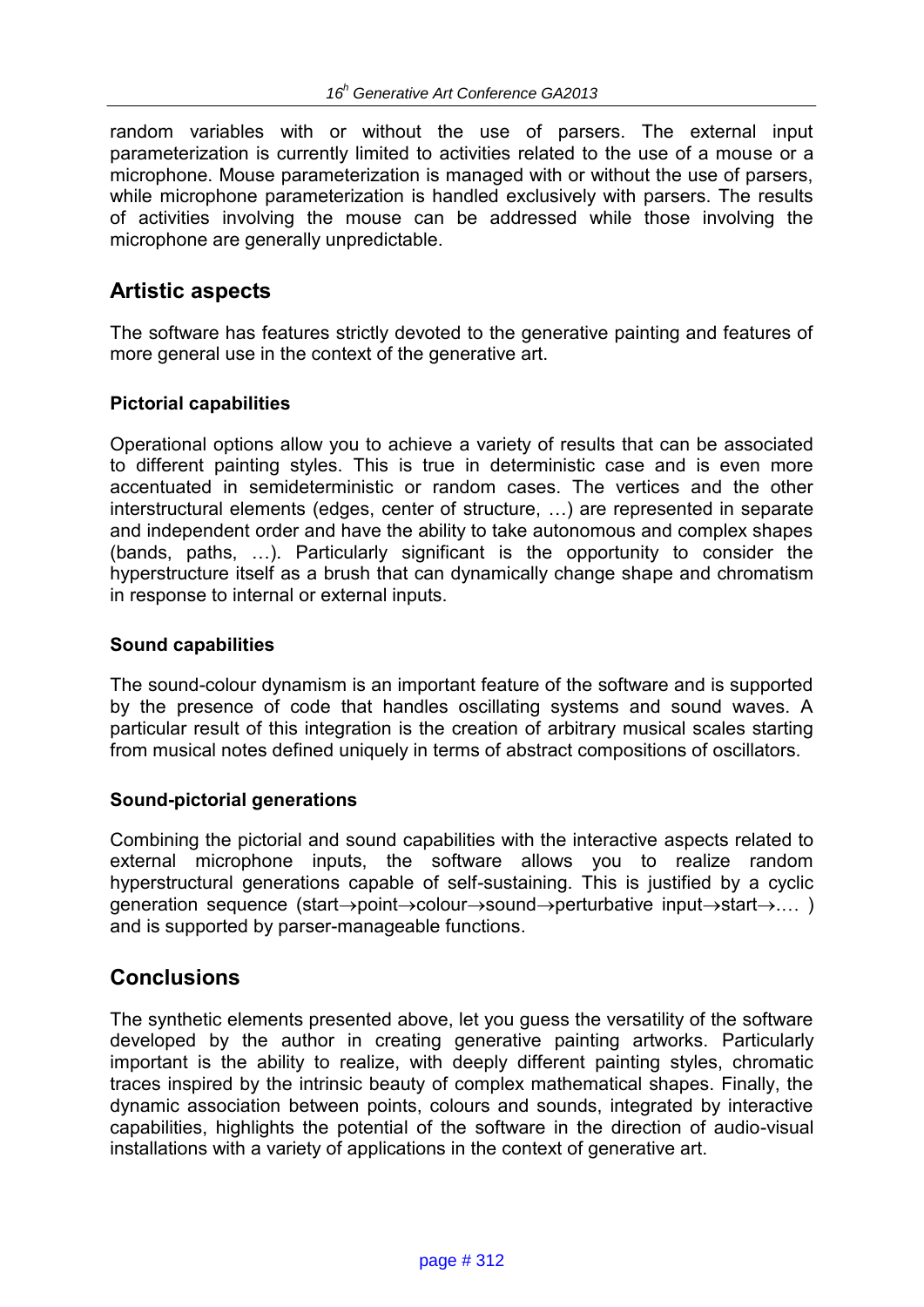random variables with or without the use of parsers. The external input parameterization is currently limited to activities related to the use of a mouse or a microphone. Mouse parameterization is managed with or without the use of parsers, while microphone parameterization is handled exclusively with parsers. The results of activities involving the mouse can be addressed while those involving the microphone are generally unpredictable.

## Artistic aspects

The software has features strictly devoted to the generative painting and features of more general use in the context of the generative art.

### Pictorial capabilities

Operational options allow you to achieve a variety of results that can be associated to different painting styles. This is true in deterministic case and is even more accentuated in semideterministic or random cases. The vertices and the other interstructural elements (edges, center of structure, …) are represented in separate and independent order and have the ability to take autonomous and complex shapes (bands, paths, …). Particularly significant is the opportunity to consider the hyperstructure itself as a brush that can dynamically change shape and chromatism in response to internal or external inputs.

### Sound capabilities

The sound-colour dynamism is an important feature of the software and is supported by the presence of code that handles oscillating systems and sound waves. A particular result of this integration is the creation of arbitrary musical scales starting from musical notes defined uniquely in terms of abstract compositions of oscillators.

### Sound-pictorial generations

Combining the pictorial and sound capabilities with the interactive aspects related to external microphone inputs, the software allows you to realize random hyperstructural generations capable of self-sustaining. This is justified by a cyclic generation sequence (start→point→colour→sound→perturbative input→start→.… ) and is supported by parser-manageable functions.

## Conclusions

The synthetic elements presented above, let you guess the versatility of the software developed by the author in creating generative painting artworks. Particularly important is the ability to realize, with deeply different painting styles, chromatic traces inspired by the intrinsic beauty of complex mathematical shapes. Finally, the dynamic association between points, colours and sounds, integrated by interactive capabilities, highlights the potential of the software in the direction of audio-visual installations with a variety of applications in the context of generative art.